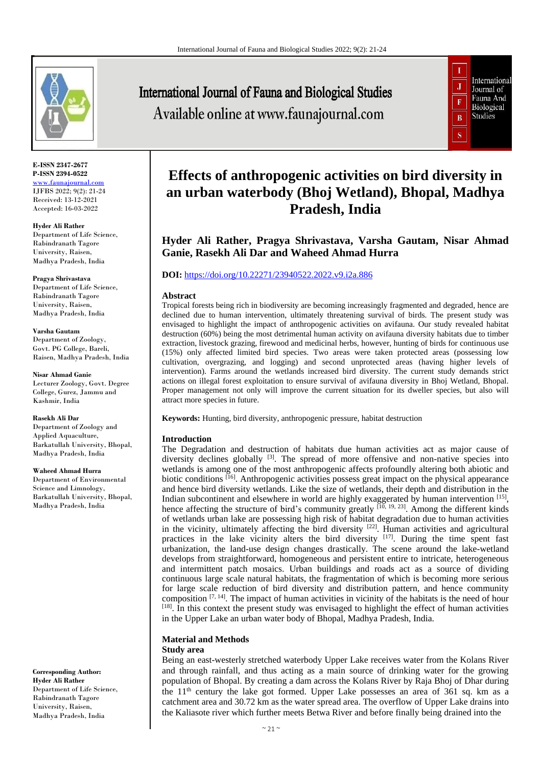# Effects of anthropogenic activities on bird diversity in an urban waterbody (Bhoj Wetland), Bhopal, Madhya Pradesh, India

**Hyder Ali Rather, Pragya Shrivastava, Varsha Gautam, Nisar Ahmad Ganie, Rasekh Ali Dar and Waheed Ahmad Hurra**

**DOI:** https://doi.org/10.22271/23940522.2022.v9.i2a.886

**E-ISSN 2347-2677**
**P-ISSN 2394-0522**
www.faunajournal.com
IJFBS 2022; 9(2): 21-24
Received: 13-12-2021
Accepted: 16-03-2022

**Hyder Ali Rather**
Department of Life Science, Rabindranath Tagore University, Raisen, Madhya Pradesh, India

**Pragya Shrivastava**
Department of Life Science, Rabindranath Tagore University, Raisen, Madhya Pradesh, India

**Varsha Gautam**
Department of Zoology, Govt. PG College, Bareli, Raisen, Madhya Pradesh, India

**Nisar Ahmad Ganie**
Lecturer Zoology, Govt. Degree College, Gurez, Jammu and Kashmir, India

**Rasekh Ali Dar**
Department of Zoology and Applied Aquaculture, Barkatullah University, Bhopal, Madhya Pradesh, India

**Waheed Ahmad Hurra**
Department of Environmental Science and Limnology, Barkatullah University, Bhopal, Madhya Pradesh, India

**Corresponding Author:**
**Hyder Ali Rather**
Department of Life Science, Rabindranath Tagore University, Raisen, Madhya Pradesh, India

## Abstract

Tropical forests being rich in biodiversity are becoming increasingly fragmented and degraded, hence are declined due to human intervention, ultimately threatening survival of birds. The present study was envisaged to highlight the impact of anthropogenic activities on avifauna. Our study revealed habitat destruction (60%) being the most detrimental human activity on avifauna diversity habitats due to timber extraction, livestock grazing, firewood and medicinal herbs, however, hunting of birds for continuous use (15%) only affected limited bird species. Two areas were taken protected areas (possessing low cultivation, overgrazing, and logging) and second unprotected areas (having higher levels of intervention). Farms around the wetlands increased bird diversity. The current study demands strict actions on illegal forest exploitation to ensure survival of avifauna diversity in Bhoj Wetland, Bhopal. Proper management not only will improve the current situation for its dweller species, but also will attract more species in future.

**Keywords:** Hunting, bird diversity, anthropogenic pressure, habitat destruction

## Introduction

The Degradation and destruction of habitats due human activities act as major cause of diversity declines globally [3]. The spread of more offensive and non-native species into wetlands is among one of the most anthropogenic affects profoundly altering both abiotic and biotic conditions [16]. Anthropogenic activities possess great impact on the physical appearance and hence bird diversity wetlands. Like the size of wetlands, their depth and distribution in the Indian subcontinent and elsewhere in world are highly exaggerated by human intervention [15], hence affecting the structure of bird's community greatly [10, 19, 23]. Among the different kinds of wetlands urban lake are possessing high risk of habitat degradation due to human activities in the vicinity, ultimately affecting the bird diversity [22]. Human activities and agricultural practices in the lake vicinity alters the bird diversity [17]. During the time spent fast urbanization, the land-use design changes drastically. The scene around the lake-wetland develops from straightforward, homogeneous and persistent entire to intricate, heterogeneous and intermittent patch mosaics. Urban buildings and roads act as a source of dividing continuous large scale natural habitats, the fragmentation of which is becoming more serious for large scale reduction of bird diversity and distribution pattern, and hence community composition [7, 14]. The impact of human activities in vicinity of the habitats is the need of hour [18]. In this context the present study was envisaged to highlight the effect of human activities in the Upper Lake an urban water body of Bhopal, Madhya Pradesh, India.

## Material and Methods

### Study area

Being an east-westerly stretched waterbody Upper Lake receives water from the Kolans River and through rainfall, and thus acting as a main source of drinking water for the growing population of Bhopal. By creating a dam across the Kolans River by Raja Bhoj of Dhar during the 11th century the lake got formed. Upper Lake possesses an area of 361 sq. km as a catchment area and 30.72 km as the water spread area. The overflow of Upper Lake drains into the Kaliasote river which further meets Betwa River and before finally being drained into the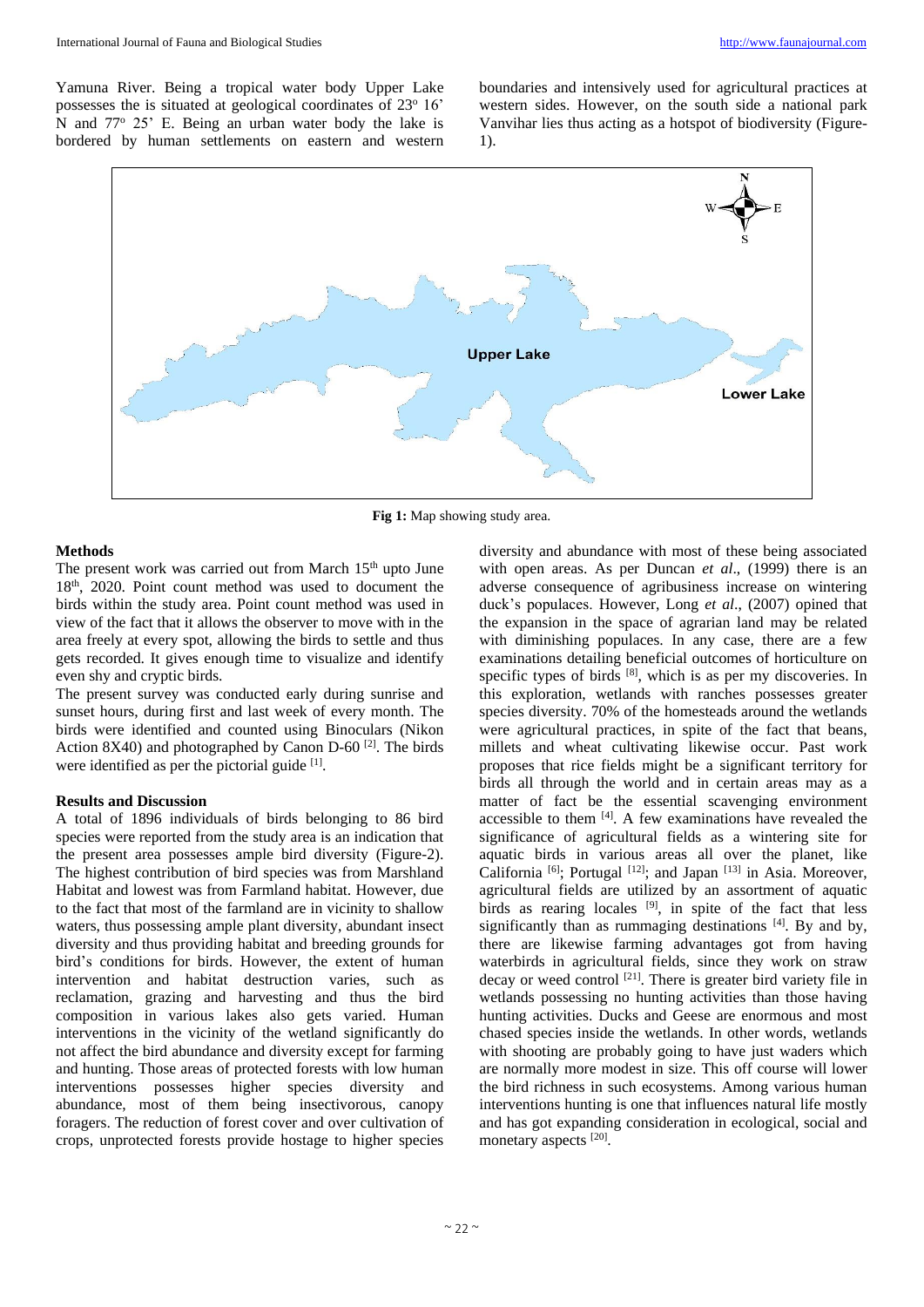Yamuna River. Being a tropical water body Upper Lake possesses the is situated at geological coordinates of 23° 16' N and 77° 25' E. Being an urban water body the lake is bordered by human settlements on eastern and western boundaries and intensively used for agricultural practices at western sides. However, on the south side a national park Vanvihar lies thus acting as a hotspot of biodiversity (Figure-1).

N
W E
S

Upper Lake

Lower Lake

**Fig 1:** Map showing study area.

### Methods

The present work was carried out from March 15th upto June 18th, 2020. Point count method was used to document the birds within the study area. Point count method was used in view of the fact that it allows the observer to move with in the area freely at every spot, allowing the birds to settle and thus gets recorded. It gives enough time to visualize and identify even shy and cryptic birds.

The present survey was conducted early during sunrise and sunset hours, during first and last week of every month. The birds were identified and counted using Binoculars (Nikon Action 8X40) and photographed by Canon D-60 [2]. The birds were identified as per the pictorial guide [1].

### Results and Discussion

A total of 1896 individuals of birds belonging to 86 bird species were reported from the study area is an indication that the present area possesses ample bird diversity (Figure-2). The highest contribution of bird species was from Marshland Habitat and lowest was from Farmland habitat. However, due to the fact that most of the farmland are in vicinity to shallow waters, thus possessing ample plant diversity, abundant insect diversity and thus providing habitat and breeding grounds for bird's conditions for birds. However, the extent of human intervention and habitat destruction varies, such as reclamation, grazing and harvesting and thus the bird composition in various lakes also gets varied. Human interventions in the vicinity of the wetland significantly do not affect the bird abundance and diversity except for farming and hunting. Those areas of protected forests with low human interventions possesses higher species diversity and abundance, most of them being insectivorous, canopy foragers. The reduction of forest cover and over cultivation of crops, unprotected forests provide hostage to higher species diversity and abundance with most of these being associated with open areas. As per Duncan *et al*., (1999) there is an adverse consequence of agribusiness increase on wintering duck's populaces. However, Long *et al*., (2007) opined that the expansion in the space of agrarian land may be related with diminishing populaces. In any case, there are a few examinations detailing beneficial outcomes of horticulture on specific types of birds [8], which is as per my discoveries. In this exploration, wetlands with ranches possesses greater species diversity. 70% of the homesteads around the wetlands were agricultural practices, in spite of the fact that beans, millets and wheat cultivating likewise occur. Past work proposes that rice fields might be a significant territory for birds all through the world and in certain areas may as a matter of fact be the essential scavenging environment accessible to them [4]. A few examinations have revealed the significance of agricultural fields as a wintering site for aquatic birds in various areas all over the planet, like California [6]; Portugal [12]; and Japan [13] in Asia. Moreover, agricultural fields are utilized by an assortment of aquatic birds as rearing locales [9], in spite of the fact that less significantly than as rummaging destinations [4]. By and by, there are likewise farming advantages got from having waterbirds in agricultural fields, since they work on straw decay or weed control [21]. There is greater bird variety file in wetlands possessing no hunting activities than those having hunting activities. Ducks and Geese are enormous and most chased species inside the wetlands. In other words, wetlands with shooting are probably going to have just waders which are normally more modest in size. This off course will lower the bird richness in such ecosystems. Among various human interventions hunting is one that influences natural life mostly and has got expanding consideration in ecological, social and monetary aspects [20].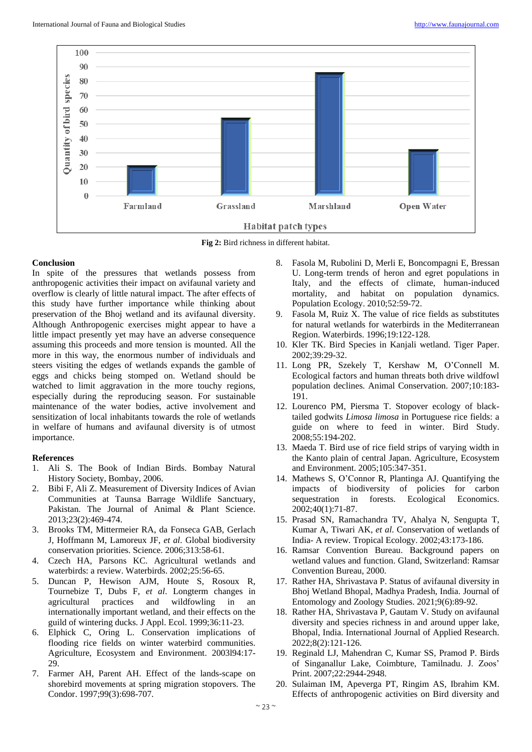100
90
80
70
60
50
40
30
20
10
0

Quantity of bird species

Farmland Grassland Marshland Open Water

Habitat patch types

**Fig 2:** Bird richness in different habitat.

## Conclusion

In spite of the pressures that wetlands possess from anthropogenic activities their impact on avifaunal variety and overflow is clearly of little natural impact. The after effects of this study have further importance while thinking about preservation of the Bhoj wetland and its avifaunal diversity. Although Anthropogenic exercises might appear to have a little impact presently yet may have an adverse consequence assuming this proceeds and more tension is mounted. All the more in this way, the enormous number of individuals and steers visiting the edges of wetlands expands the gamble of eggs and chicks being stomped on. Wetland should be watched to limit aggravation in the more touchy regions, especially during the reproducing season. For sustainable maintenance of the water bodies, active involvement and sensitization of local inhabitants towards the role of wetlands in welfare of humans and avifaunal diversity is of utmost importance.

## References

1. Ali S. The Book of Indian Birds. Bombay Natural History Society, Bombay, 2006.
2. Bibi F, Ali Z. Measurement of Diversity Indices of Avian Communities at Taunsa Barrage Wildlife Sanctuary, Pakistan. The Journal of Animal & Plant Science. 2013;23(2):469-474.
3. Brooks TM, Mittermeier RA, da Fonseca GAB, Gerlach J, Hoffmann M, Lamoreux JF, *et al*. Global biodiversity conservation priorities. Science. 2006;313:58-61.
4. Czech HA, Parsons KC. Agricultural wetlands and waterbirds: a review. Waterbirds. 2002;25:56-65.
5. Duncan P, Hewison AJM, Houte S, Rosoux R, Tournebize T, Dubs F, *et al*. Longterm changes in agricultural practices and wildfowling in an internationally important wetland, and their effects on the guild of wintering ducks. J Appl. Ecol. 1999;36:11-23.
6. Elphick C, Oring L. Conservation implications of flooding rice fields on winter waterbird communities. Agriculture, Ecosystem and Environment. 2003l94:17-29.
7. Farmer AH, Parent AH. Effect of the lands-scape on shorebird movements at spring migration stopovers. The Condor. 1997;99(3):698-707.
8. Fasola M, Rubolini D, Merli E, Boncompagni E, Bressan U. Long-term trends of heron and egret populations in Italy, and the effects of climate, human-induced mortality, and habitat on population dynamics. Population Ecology. 2010;52:59-72.
9. Fasola M, Ruiz X. The value of rice fields as substitutes for natural wetlands for waterbirds in the Mediterranean Region. Waterbirds. 1996;19:122-128.
10. Kler TK. Bird Species in Kanjali wetland. Tiger Paper. 2002;39:29-32.
11. Long PR, Szekely T, Kershaw M, O'Connell M. Ecological factors and human threats both drive wildfowl population declines. Animal Conservation. 2007;10:183-191.
12. Lourenco PM, Piersma T. Stopover ecology of black-tailed godwits *Limosa limosa* in Portuguese rice fields: a guide on where to feed in winter. Bird Study. 2008;55:194-202.
13. Maeda T. Bird use of rice field strips of varying width in the Kanto plain of central Japan. Agriculture, Ecosystem and Environment. 2005;105:347-351.
14. Mathews S, O'Connor R, Plantinga AJ. Quantifying the impacts of biodiversity of policies for carbon sequestration in forests. Ecological Economics. 2002;40(1):71-87.
15. Prasad SN, Ramachandra TV, Ahalya N, Sengupta T, Kumar A, Tiwari AK, *et al*. Conservation of wetlands of India- A review. Tropical Ecology. 2002;43:173-186.
16. Ramsar Convention Bureau. Background papers on wetland values and function. Gland, Switzerland: Ramsar Convention Bureau, 2000.
17. Rather HA, Shrivastava P. Status of avifaunal diversity in Bhoj Wetland Bhopal, Madhya Pradesh, India. Journal of Entomology and Zoology Studies. 2021;9(6):89-92.
18. Rather HA, Shrivastava P, Gautam V. Study on avifaunal diversity and species richness in and around upper lake, Bhopal, India. International Journal of Applied Research. 2022;8(2):121-126.
19. Reginald LJ, Mahendran C, Kumar SS, Pramod P. Birds of Singanallur Lake, Coimbture, Tamilnadu. J. Zoos' Print. 2007;22:2944-2948.
20. Sulaiman IM, Apeverga PT, Ringim AS, Ibrahim KM. Effects of anthropogenic activities on Bird diversity and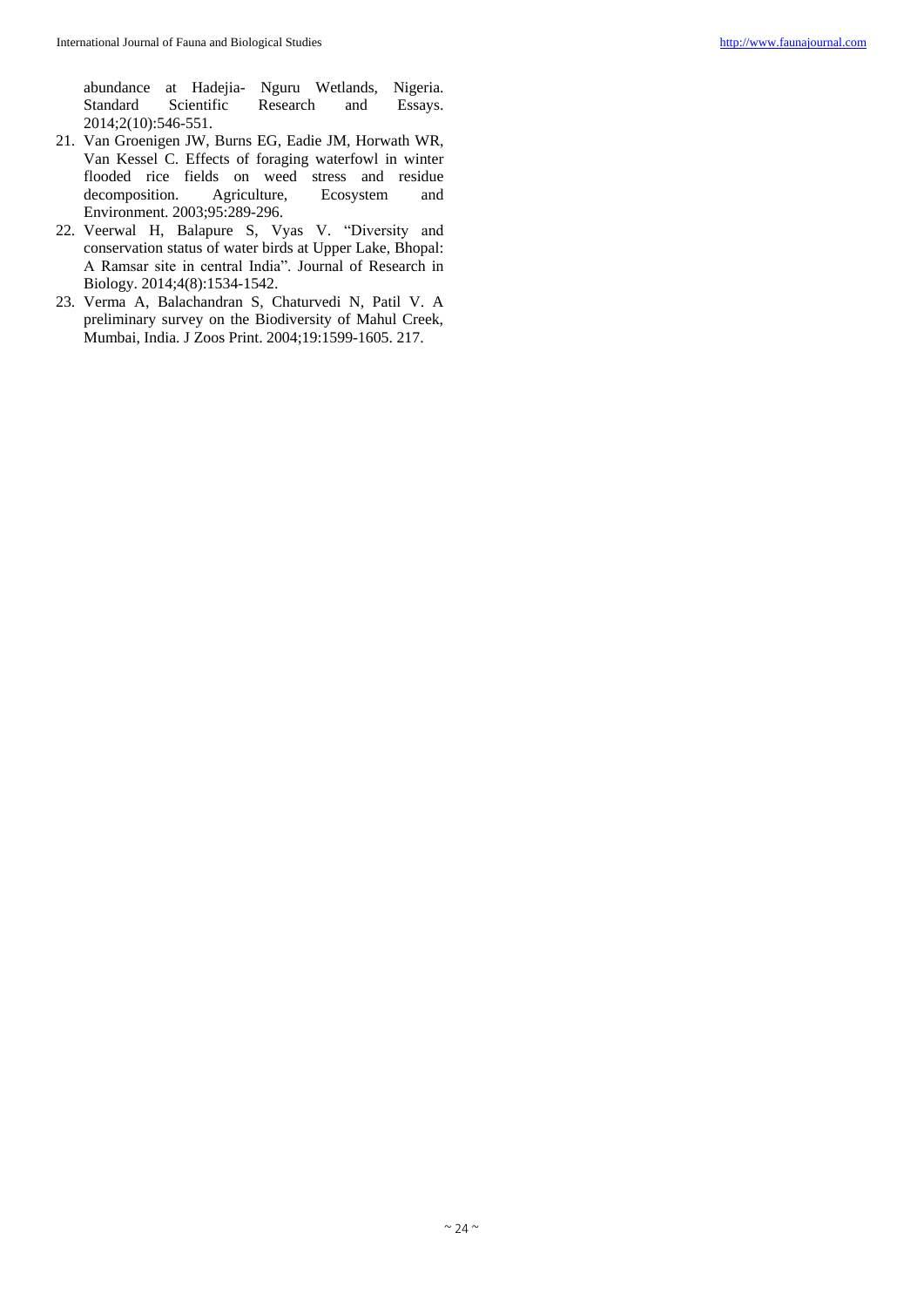abundance at Hadejia- Nguru Wetlands, Nigeria. Standard Scientific Research and Essays. 2014;2(10):546-551.

21. Van Groenigen JW, Burns EG, Eadie JM, Horwath WR, Van Kessel C. Effects of foraging waterfowl in winter flooded rice fields on weed stress and residue decomposition. Agriculture, Ecosystem and Environment. 2003;95:289-296.
22. Veerwal H, Balapure S, Vyas V. "Diversity and conservation status of water birds at Upper Lake, Bhopal: A Ramsar site in central India". Journal of Research in Biology. 2014;4(8):1534-1542.
23. Verma A, Balachandran S, Chaturvedi N, Patil V. A preliminary survey on the Biodiversity of Mahul Creek, Mumbai, India. J Zoos Print. 2004;19:1599-1605. 217.